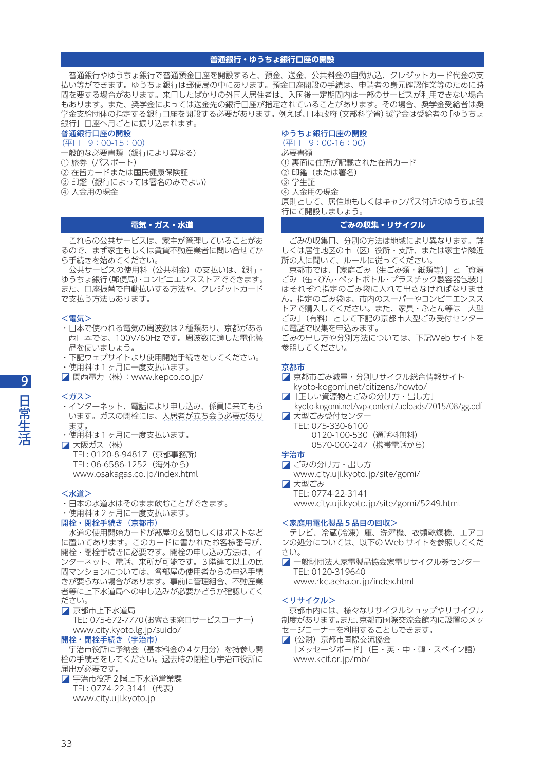## 普通銀行・ゆうちょ銀行口座の開設

普通銀行やゆうちょ銀行で普通預金口座を開設すると、預金、送金、公共料金の自動払込、クレジットカード代金の支払い等ができます。ゆうちょ銀行は郵便局の中にあります。預金口座開設の手続きは、申請者の身元確認作業等のために時間を要する場合があります。来日したばかりの外国人居住者は、入国後一定期間内は一部のサービスが利用できない場合もあります。また、奨学金によっては送金先の銀行口座が指定されていることがあります。その場合、奨学金受給者は奨学金支給団体の指定する銀行口座を開設する必要があります。例えば、日本政府（文部科学省）奨学金は受給者の「ゆうちょ銀行」口座へ月ごとに振り込まれます。

**普通銀行口座の開設**
（平日　9：00-15：00）
一般的な必要書類（銀行により異なる）
① 旅券（パスポート）
② 在留カードまたは国民健康保険証
③ 印鑑（銀行によっては署名のみでよい）
④ 入金用の現金

**ゆうちょ銀行口座の開設**
（平日　9：00-16：00）
必要書類
① 裏面に住所が記載された在留カード
② 印鑑（または署名）
③ 学生証
④ 入金用の現金
原則として、居住地もしくはキャンパス付近のゆうちょ銀行にて開設しましょう。

## 電気・ガス・水道

これらの公共サービスは、家主が管理していることがあるので、まず家主もしくは賃貸不動産業者に問い合せてから手続きを始めてください。

公共サービスの使用料（公共料金）の支払いは、銀行・ゆうちょ銀行(郵便局)・コンビニエンスストアでできます。また、口座振替で自動払いする方法や、クレジットカードで支払う方法もあります。

### ＜電気＞

- 日本で使われる電気の周波数は２種類あり、京都がある西日本では、100V/60Hz です。周波数に適した電化製品を使いましょう。
- 下記ウェブサイトより使用開始手続きをしてください。
- 使用料は１ヶ月に一度支払います。

◪ 関西電力（株）：www.kepco.co.jp/

### ＜ガス＞

- インターネット、電話により申し込み、係員に来てもらいます。ガスの開栓には、入居者が立ち会う必要があります。
- 使用料は１ヶ月に一度支払います。

◪ 大阪ガス（株）
TEL: 0120-8-94817（京都事務所）
TEL: 06-6586-1252（海外から）
www.osakagas.co.jp/index.html

### ＜水道＞

- 日本の水道水はそのまま飲むことができます。
- 使用料は２ヶ月に一度支払います。

**開栓・閉栓手続き（京都市）**

水道の使用開始カードが部屋の玄関もしくはポストなどに置いてあります。このカードに書かれたお客様番号が、開栓・閉栓手続きに必要です。開栓の申し込み方法は、インターネット、電話、来所が可能です。３階建て以上の民間マンションについては、各部屋の使用者からの申込手続きが要らない場合があります。事前に管理組合、不動産業者等に上下水道局への申し込みが必要かどうか確認してください。

◪ 京都市上下水道局
TEL: 075-672-7770（お客さま窓口サービスコーナー）
www.city.kyoto.lg.jp/suido/

**開栓・閉栓手続き（宇治市）**

宇治市役所に予納金（基本料金の４ケ月分）を持参し開栓の手続きをしてください。退去時の閉栓も宇治市役所に届出が必要です。

◪ 宇治市役所２階上下水道営業課
TEL: 0774-22-3141（代表）
www.city.uji.kyoto.jp

## ごみの収集・リサイクル

ごみの収集日、分別の方法は地域により異なります。詳しくは居住地区の市（区）役所・支所、または家主や隣近所の人に聞いて、ルールに従ってください。

京都市では、「家庭ごみ（生ごみ類・紙類等）」と「資源ごみ（缶・びん・ペットボトル・プラスチック製容器包装）」はそれぞれ指定のごみ袋に入れて出さなければなりません。指定のごみ袋は、市内のスーパーやコンビニエンスストアで購入してください。また、家具・ふとん等は「大型ごみ」（有料）として下記の京都市大型ごみ受付センターに電話で収集を申込みます。

ごみの出し方や分別方法については、下記Web サイトを参照してください。

**京都市**

◪ 京都市ごみ減量・分別リサイクル総合情報サイト
kyoto-kogomi.net/citizens/howto/

◪「正しい資源物とごみの分け方・出し方」
kyoto-kogomi.net/wp-content/uploads/2015/08/gg.pdf

◪ 大型ごみ受付センター
TEL: 075-330-6100
0120-100-530（通話料無料）
0570-000-247（携帯電話から）

**宇治市**

◪ ごみの分け方・出し方
www.city.uji.kyoto.jp/site/gomi/

◪ 大型ごみ
TEL: 0774-22-3141
www.city.uji.kyoto.jp/site/gomi/5249.html

### ＜家庭用電化製品５品目の回収＞

テレビ、冷蔵(冷凍）庫、洗濯機、衣類乾燥機、エアコンの処分については、以下の Web サイトを参照してください。

◪ 一般財団法人家電製品協会家電リサイクル券センター
TEL: 0120-319640
www.rkc.aeha.or.jp/index.html

### ＜リサイクル＞

京都市内には、様々なリサイクルショップやリサイクル制度があります。また、京都市国際交流会館内に設置のメッセージコーナーを利用することもできます。

◪（公財）京都市国際交流協会
「メッセージボード」（日・英・中・韓・スペイン語）
www.kcif.or.jp/mb/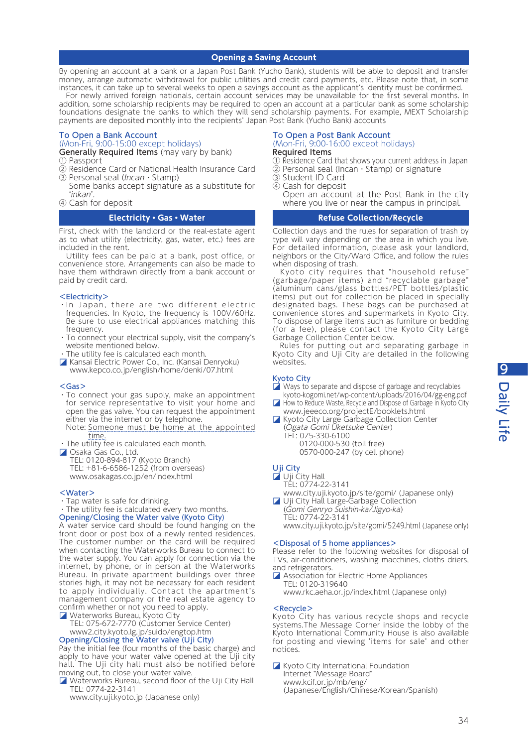## Opening a Saving Account

By opening an account at a bank or a Japan Post Bank (Yucho Bank), students will be able to deposit and transfer money, arrange automatic withdrawal for public utilities and credit card payments, etc. Please note that, in some instances, it can take up to several weeks to open a savings account as the applicant's identity must be confirmed.

For newly arrived foreign nationals, certain account services may be unavailable for the first several months. In addition, some scholarship recipients may be required to open an account at a particular bank as some scholarship foundations designate the banks to which they will send scholarship payments. For example, MEXT Scholarship payments are deposited monthly into the recipients' Japan Post Bank (Yucho Bank) accounts

### To Open a Bank Account

(Mon-Fri, 9:00-15:00 except holidays)

**Generally Required Items** (may vary by bank)

① Passport
② Residence Card or National Health Insurance Card
③ Personal seal (*Incan* · Stamp)
Some banks accept signature as a substitute for '*inkan*'.
④ Cash for deposit

### To Open a Post Bank Account

(Mon-Fri, 9:00-16:00 except holidays)

**Required Items**

① Residence Card that shows your current address in Japan
② Personal seal (Incan · Stamp) or signature
③ Student ID Card
④ Cash for deposit
Open an account at the Post Bank in the city where you live or near the campus in principal.

## Electricity • Gas • Water

First, check with the landlord or the real-estate agent as to what utility (electricity, gas, water, etc.) fees are included in the rent.

Utility fees can be paid at a bank, post office, or convenience store. Arrangements can also be made to have them withdrawn directly from a bank account or paid by credit card.

### <Electricity>

- In Japan, there are two different electric frequencies. In Kyoto, the frequency is 100V/60Hz. Be sure to use electrical appliances matching this frequency.
- To connect your electrical supply, visit the company's website mentioned below.
- The utility fee is calculated each month.

Kansai Electric Power Co., Inc. (Kansai Denryoku)
www.kepco.co.jp/english/home/denki/07.html

### <Gas>

- To connect your gas supply, make an appointment for service representative to visit your home and open the gas valve. You can request the appointment either via the internet or by telephone.
Note: Someone must be home at the appointed time.
- The utility fee is calculated each month.

Osaka Gas Co., Ltd.
TEL: 0120-894-817 (Kyoto Branch)
TEL: +81-6-6586-1252 (from overseas)
www.osakagas.co.jp/en/index.html

### <Water>

- Tap water is safe for drinking.
- The utility fee is calculated every two months.

#### Opening/Closing the Water valve (Kyoto City)

A water service card should be found hanging on the front door or post box of a newly rented residences. The customer number on the card will be required when contacting the Waterworks Bureau to connect to the water supply. You can apply for connection via the internet, by phone, or in person at the Waterworks Bureau. In private apartment buildings over three stories high, it may not be necessary for each resident to apply individually. Contact the apartment's management company or the real estate agency to confirm whether or not you need to apply.

Waterworks Bureau, Kyoto City
TEL: 075-672-7770 (Customer Service Center)
www2.city.kyoto.lg.jp/suido/engtop.htm

#### Opening/Closing the Water valve (Uji City)

Pay the initial fee (four months of the basic charge) and apply to have your water valve opened at the Uji city hall. The Uji city hall must also be notified before moving out, to close your water valve.

Waterworks Bureau, second floor of the Uji City Hall
TEL: 0774-22-3141
www.city.uji.kyoto.jp (Japanese only)

## Refuse Collection/Recycle

Collection days and the rules for separation of trash by type will vary depending on the area in which you live. For detailed information, please ask your landlord, neighbors or the City/Ward Office, and follow the rules when disposing of trash.

Kyoto city requires that "household refuse" (garbage/paper items) and "recyclable garbage" (aluminum cans/glass bottles/PET bottles/plastic items) put out for collection be placed in specially designated bags. These bags can be purchased at convenience stores and supermarkets in Kyoto City. To dispose of large items such as furniture or bedding (for a fee), please contact the Kyoto City Large Garbage Collection Center below.

Rules for putting out and separating garbage in Kyoto City and Uji City are detailed in the following websites.

### Kyoto City

Ways to separate and dispose of garbage and recyclables
kyoto-kogomi.net/wp-content/uploads/2016/04/gg-eng.pdf

How to Reduce Waste, Recycle and Dispose of Garbage in Kyoto City
www.jeeeco.org/projectE/booklets.html

Kyoto City Large Garbage Collection Center
(*Ogata Gomi Uketsuke Center*)
TEL: 075-330-6100
0120-000-530 (toll free)
0570-000-247 (by cell phone)

### Uji City

Uji City Hall
TEL: 0774-22-3141
www.city.uji.kyoto.jp/site/gomi/ (Japanese only)

Uji City Hall Large-Garbage Collection
(*Gomi Genryo Suishin-ka/Jigyo-ka*)
TEL: 0774-22-3141
www.city.uji.kyoto.jp/site/gomi/5249.html (Japanese only)

### <Disposal of 5 home appliances>

Please refer to the following websites for disposal of TVs, air-conditioners, washing macchines, cloths driers, and refrigerators.

Association for Electric Home Appliances
TEL: 0120-319640
www.rkc.aeha.or.jp/index.html (Japanese only)

### <Recycle>

Kyoto City has various recycle shops and recycle systems.The Message Corner inside the lobby of the Kyoto International Community House is also available for posting and viewing 'items for sale' and other notices.

Kyoto City International Foundation
Internet "Message Board"
www.kcif.or.jp/mb/eng/
(Japanese/English/Chinese/Korean/Spanish)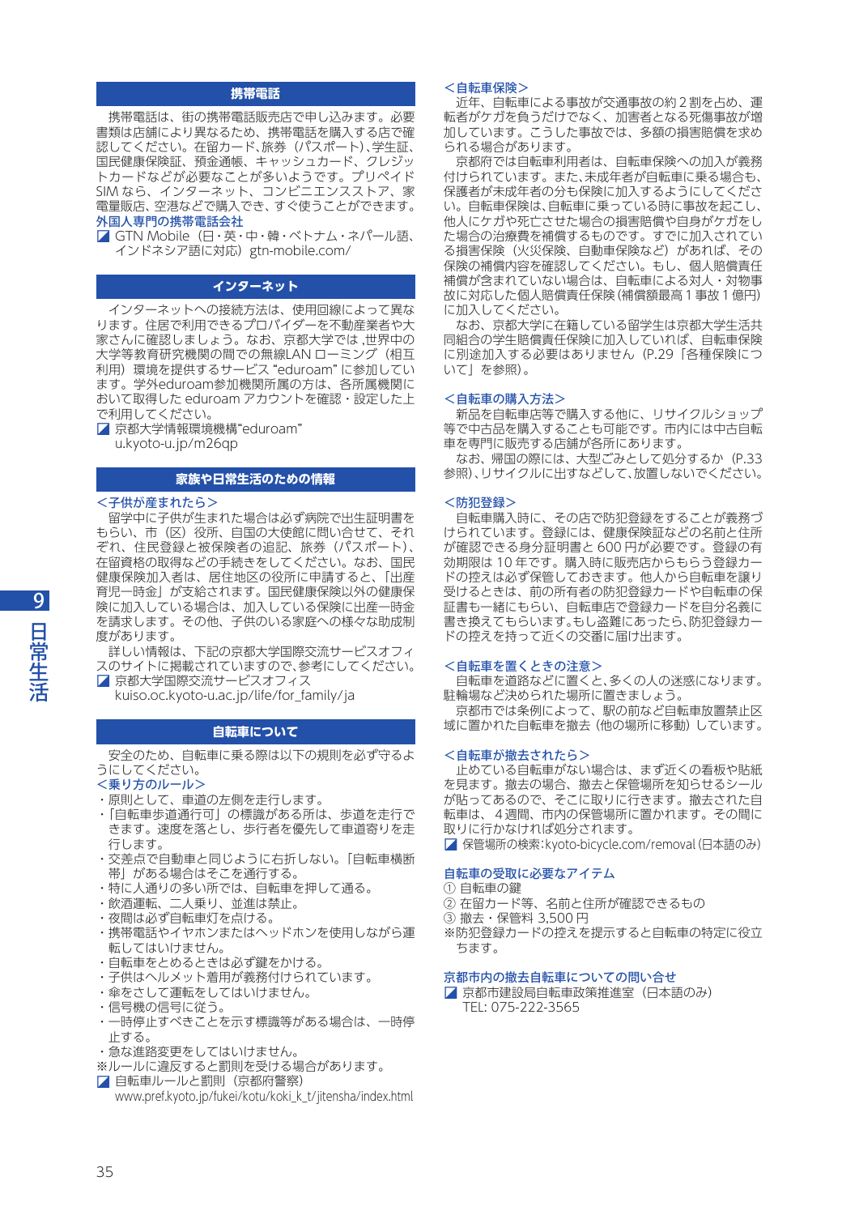## 携帯電話

携帯電話は、街の携帯電話販売店で申し込みます。必要書類は店舗により異なるため、携帯電話を購入する店で確認してください。在留カード、旅券（パスポート）、学生証、国民健康保険証、預金通帳、キャッシュカード、クレジットカードなどが必要なことが多いようです。プリペイドSIM なら、インターネット、コンビニエンスストア、家電量販店、空港などで購入でき、すぐ使うことができます。

**外国人専門の携帯電話会社**

- GTN Mobile（日・英・中・韓・ベトナム・ネパール語、インドネシア語に対応）gtn-mobile.com/

## インターネット

インターネットへの接続方法は、使用回線によって異なります。住居で利用できるプロバイダーを不動産業者や大家さんに確認しましょう。なお、京都大学では ,世界中の大学等教育研究機関の間での無線LAN ローミング（相互利用）環境を提供するサービス “eduroam” に参加しています。学外eduroam参加機関所属の方は、各所属機関において取得した eduroam アカウントを確認・設定した上でご利用してください。

- 京都大学情報環境機構“eduroam” u.kyoto-u.jp/m26qp

## 家族や日常生活のための情報

**＜子供が産まれたら＞**

留学中に子供が生まれた場合は必ず病院で出生証明書をもらい、市（区）役所、自国の大使館に問い合せて、それぞれ、住民登録と被保険者の追記、旅券（パスポート）、在留資格の取得などの手続きをしてください。なお、国民健康保険加入者は、居住地区の役所に申請すると、「出産育児一時金」が支給されます。国民健康保険以外の健康保険に加入している場合は、加入している保険に出産一時金を請求します。その他、子供のいる家庭への様々な助成制度があります。

詳しい情報は、下記の京都大学国際交流サービスオフィスのサイトに掲載されていますので、参考にしてください。

- 京都大学国際交流サービスオフィス kuiso.oc.kyoto-u.ac.jp/life/for_family/ja

## 自転車について

安全のため、自転車に乗る際は以下の規則を必ず守るようにしてください。

**＜乗り方のルール＞**

- 原則として、車道の左側を走行します。
- 「自転車歩道通行可」の標識がある所は、歩道を走行できます。速度を落とし、歩行者を優先して車道寄りを走行します。
- 交差点で自動車と同じように右折しない。「自転車横断帯」がある場合はそこを通行する。
- 特に人通りの多い所では、自転車を押して通る。
- 飲酒運転、二人乗り、並進は禁止。
- 夜間は必ず自転車灯を点ける。
- 携帯電話やイヤホンまたはヘッドホンを使用しながら運転してはいけません。
- 自転車をとめるときは必ず鍵をかける。
- 子供はヘルメット着用が義務付けられています。
- 傘をさして運転をしてはいけません。
- 信号機の信号に従う。
- 一時停止すべきことを示す標識等がある場合は、一時停止する。
- 急な進路変更をしてはいけません。

※ルールに違反すると罰則を受ける場合があります。

- 自転車ルールと罰則（京都府警察） www.pref.kyoto.jp/fukei/kotu/koki_k_t/jitensha/index.html

**＜自転車保険＞**

近年、自転車による事故が交通事故の約２割を占め、運転者がケガを負うだけでなく、加害者となる死傷事故が増加しています。こうした事故では、多額の損害賠償を求められる場合があります。

京都府では自転車利用者は、自転車保険への加入が義務付けられています。また、未成年者が自転車に乗る場合も、保護者が未成年者の分も保険に加入するようにしてください。自転車保険は、自転車に乗っている時に事故を起こし、他人にケガや死亡させた場合の損害賠償や自身がケガをした場合の治療費を補償するものです。すでに加入されている損害保険（火災保険、自動車保険など）があれば、その保険の補償内容を確認してください。もし、個人賠償責任補償が含まれていない場合は、自転車による対人・対物事故に対応した個人賠償責任保険（補償額最高１事故１億円）に加入してください。

なお、京都大学に在籍している留学生は京都大学生活共同組合の学生賠償責任保険に加入していれば、自転車保険に別途加入する必要はありません（P.29「各種保険について」を参照）。

**＜自転車の購入方法＞**

新品を自転車店等で購入する他に、リサイクルショップ等で中古品を購入することも可能です。市内には中古自転車を専門に販売する店舗が各所にあります。

なお、帰国の際には、大型ごみとして処分するか（P.33参照）、リサイクルに出すなどして、放置しないでください。

**＜防犯登録＞**

自転車購入時に、その店で防犯登録をすることが義務づけられています。登録には、健康保険証などの名前と住所が確認できる身分証明書と 600 円が必要です。登録の有効期限は 10 年です。購入時に販売店からもらう登録カードの控えは必ず保管しておきます。他人から自転車を譲り受けるときは、前の所有者の防犯登録カードや自転車の保証書も一緒にもらい、自転車店で登録カードを自分名義に書き換えてもらいます。もし盗難にあったら、防犯登録カードの控えを持って近くの交番に届け出ます。

**＜自転車を置くときの注意＞**

自転車を道路などに置くと、多くの人の迷惑になります。駐輪場など決められた場所に置きましょう。

京都市では条例によって、駅の前など自転車放置禁止区域に置かれた自転車を撤去（他の場所に移動）しています。

**＜自転車が撤去されたら＞**

止めている自転車がない場合は、まず近くの看板や貼紙を見ます。撤去の場合、撤去と保管場所を知らせるシールが貼ってあるので、そこに取りに行きます。撤去された自転車は、４週間、市内の保管場所に置かれます。その間に取りに行かなければ処分されます。

- 保管場所の検索:kyoto-bicycle.com/removal（日本語のみ）

**自転車の受取に必要なアイテム**

① 自転車の鍵
② 在留カード等、名前と住所が確認できるもの
③ 撤去・保管料 3,500 円

※防犯登録カードの控えを提示すると自転車の特定に役立ちます。

**京都市内の撤去自転車についての問い合せ**

- 京都市建設局自転車政策推進室（日本語のみ） TEL: 075-222-3565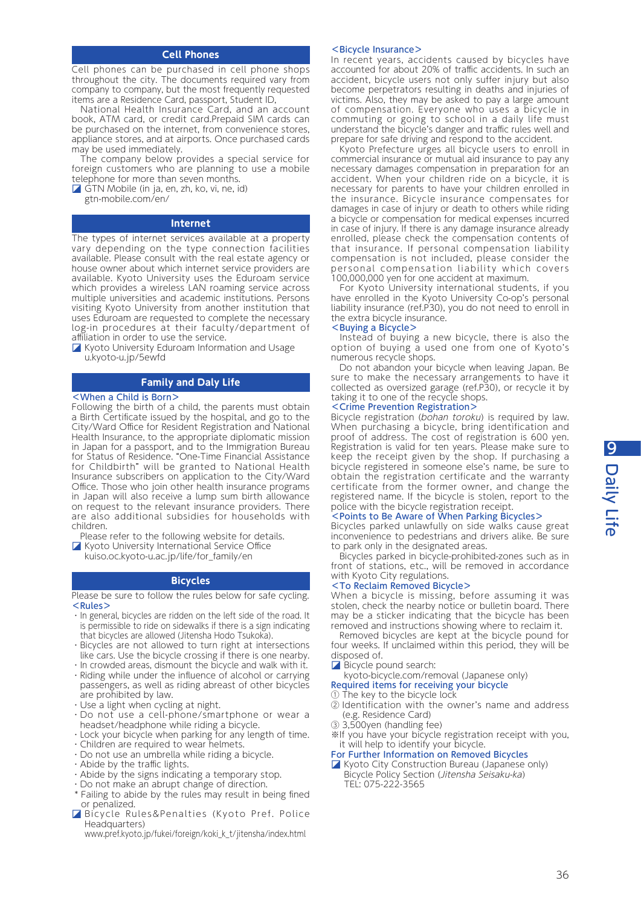## Cell Phones

Cell phones can be purchased in cell phone shops throughout the city. The documents required vary from company to company, but the most frequently requested items are a Residence Card, passport, Student ID, National Health Insurance Card, and an account book, ATM card, or credit card.Prepaid SIM cards can be purchased on the internet, from convenience stores, appliance stores, and at airports. Once purchased cards may be used immediately.

The company below provides a special service for foreign customers who are planning to use a mobile telephone for more than seven months.

- GTN Mobile (in ja, en, zh, ko, vi, ne, id)
  gtn-mobile.com/en/

## Internet

The types of internet services available at a property vary depending on the type connection facilities available. Please consult with the real estate agency or house owner about which internet service providers are available. Kyoto University uses the Eduroam service which provides a wireless LAN roaming service across multiple universities and academic institutions. Persons visiting Kyoto University from another institution that uses Eduroam are requested to complete the necessary log-in procedures at their faculty/department of affiliation in order to use the service.

- Kyoto University Eduroam Information and Usage
  u.kyoto-u.jp/5ewfd

## Family and Daly Life

**<When a Child is Born>**

Following the birth of a child, the parents must obtain a Birth Certificate issued by the hospital, and go to the City/Ward Office for Resident Registration and National Health Insurance, to the appropriate diplomatic mission in Japan for a passport, and to the Immigration Bureau for Status of Residence. "One-Time Financial Assistance for Childbirth" will be granted to National Health Insurance subscribers on application to the City/Ward Office. Those who join other health insurance programs in Japan will also receive a lump sum birth allowance on request to the relevant insurance providers. There are also additional subsidies for households with children.

Please refer to the following website for details.

- Kyoto University International Service Office
  kuiso.oc.kyoto-u.ac.jp/life/for_family/en

## Bicycles

Please be sure to follow the rules below for safe cycling.

**<Rules>**

- In general, bicycles are ridden on the left side of the road. It is permissible to ride on sidewalks if there is a sign indicating that bicycles are allowed (Jitensha Hodo Tsukoka).
- Bicycles are not allowed to turn right at intersections like cars. Use the bicycle crossing if there is one nearby.
- In crowded areas, dismount the bicycle and walk with it.
- Riding while under the influence of alcohol or carrying passengers, as well as riding abreast of other bicycles are prohibited by law.
- Use a light when cycling at night.
- Do not use a cell-phone/smartphone or wear a headset/headphone while riding a bicycle.
- Lock your bicycle when parking for any length of time.
- Children are required to wear helmets.
- Do not use an umbrella while riding a bicycle.
- Abide by the traffic lights.
- Abide by the signs indicating a temporary stop.
- Do not make an abrupt change of direction.

* Failing to abide by the rules may result in being fined or penalized.

- Bicycle Rules&Penalties (Kyoto Pref. Police Headquarters)
  www.pref.kyoto.jp/fukei/foreign/koki_k_t/jitensha/index.html

**<Bicycle Insurance>**

In recent years, accidents caused by bicycles have accounted for about 20% of traffic accidents. In such an accident, bicycle users not only suffer injury but also become perpetrators resulting in deaths and injuries of victims. Also, they may be asked to pay a large amount of compensation. Everyone who uses a bicycle in commuting or going to school in a daily life must understand the bicycle's danger and traffic rules well and prepare for safe driving and respond to the accident.

Kyoto Prefecture urges all bicycle users to enroll in commercial insurance or mutual aid insurance to pay any necessary damages compensation in preparation for an accident. When your children ride on a bicycle, it is necessary for parents to have your children enrolled in the insurance. Bicycle insurance compensates for damages in case of injury or death to others while riding a bicycle or compensation for medical expenses incurred in case of injury. If there is any damage insurance already enrolled, please check the compensation contents of that insurance. If personal compensation liability compensation is not included, please consider the personal compensation liability which covers 100,000,000 yen for one accident at maximum.

For Kyoto University international students, if you have enrolled in the Kyoto University Co-op's personal liability insurance (ref.P30), you do not need to enroll in the extra bicycle insurance.

**<Buying a Bicycle>**

Instead of buying a new bicycle, there is also the option of buying a used one from one of Kyoto's numerous recycle shops.

Do not abandon your bicycle when leaving Japan. Be sure to make the necessary arrangements to have it collected as oversized garage (ref.P30), or recycle it by taking it to one of the recycle shops.

**<Crime Prevention Registration>**

Bicycle registration (*bohan toroku*) is required by law. When purchasing a bicycle, bring identification and proof of address. The cost of registration is 600 yen. Registration is valid for ten years. Please make sure to keep the receipt given by the shop. If purchasing a bicycle registered in someone else's name, be sure to obtain the registration certificate and the warranty certificate from the former owner, and change the registered name. If the bicycle is stolen, report to the police with the bicycle registration receipt.

**<Points to Be Aware of When Parking Bicycles>**

Bicycles parked unlawfully on side walks cause great inconvenience to pedestrians and drivers alike. Be sure to park only in the designated areas.

Bicycles parked in bicycle-prohibited-zones such as in front of stations, etc., will be removed in accordance with Kyoto City regulations.

**<To Reclaim Removed Bicycle>**

When a bicycle is missing, before assuming it was stolen, check the nearby notice or bulletin board. There may be a sticker indicating that the bicycle has been removed and instructions showing where to reclaim it.

Removed bicycles are kept at the bicycle pound for four weeks. If unclaimed within this period, they will be disposed of.

- Bicycle pound search:
  kyoto-bicycle.com/removal (Japanese only)

**Required items for receiving your bicycle**

① The key to the bicycle lock
② Identification with the owner's name and address (e.g. Residence Card)
③ 3,500yen (handling fee)

※If you have your bicycle registration receipt with you, it will help to identify your bicycle.

**For Further Information on Removed Bicycles**

- Kyoto City Construction Bureau (Japanese only)
  Bicycle Policy Section (*Jitensha Seisaku-ka*)
  TEL: 075-222-3565